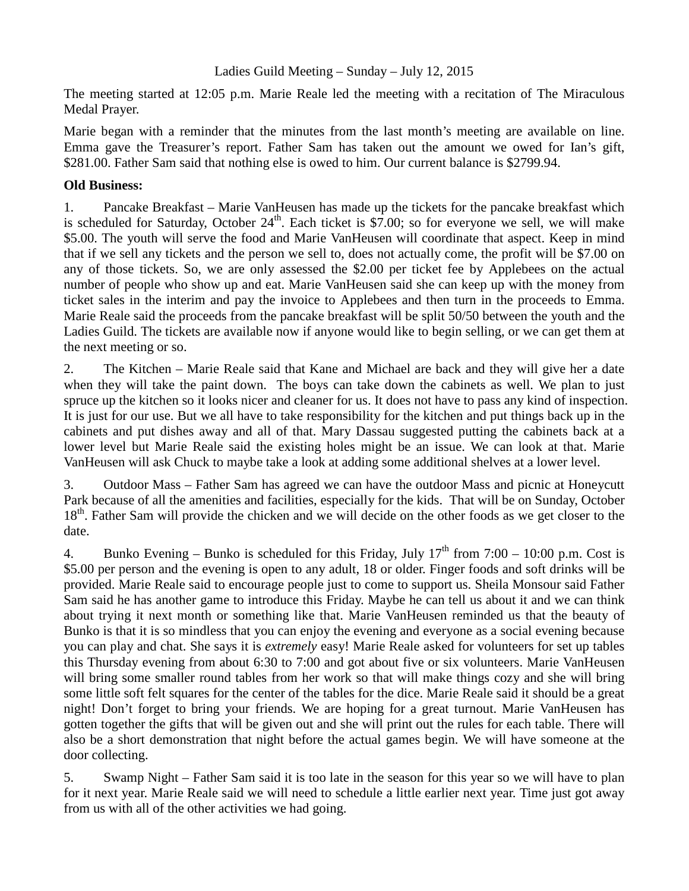Ladies Guild Meeting – Sunday – July 12, 2015

The meeting started at 12:05 p.m. Marie Reale led the meeting with a recitation of The Miraculous Medal Prayer.

Marie began with a reminder that the minutes from the last month's meeting are available on line. Emma gave the Treasurer's report. Father Sam has taken out the amount we owed for Ian's gift, $281.00. Father Sam said that nothing else is owed to him. Our current balance is $2799.94.

**Old Business:**

1. Pancake Breakfast – Marie VanHeusen has made up the tickets for the pancake breakfast which is scheduled for Saturday, October 24th. Each ticket is $7.00; so for everyone we sell, we will make $5.00. The youth will serve the food and Marie VanHeusen will coordinate that aspect. Keep in mind that if we sell any tickets and the person we sell to, does not actually come, the profit will be $7.00 on any of those tickets. So, we are only assessed the $2.00 per ticket fee by Applebees on the actual number of people who show up and eat. Marie VanHeusen said she can keep up with the money from ticket sales in the interim and pay the invoice to Applebees and then turn in the proceeds to Emma. Marie Reale said the proceeds from the pancake breakfast will be split 50/50 between the youth and the Ladies Guild. The tickets are available now if anyone would like to begin selling, or we can get them at the next meeting or so.

2. The Kitchen – Marie Reale said that Kane and Michael are back and they will give her a date when they will take the paint down. The boys can take down the cabinets as well. We plan to just spruce up the kitchen so it looks nicer and cleaner for us. It does not have to pass any kind of inspection. It is just for our use. But we all have to take responsibility for the kitchen and put things back up in the cabinets and put dishes away and all of that. Mary Dassau suggested putting the cabinets back at a lower level but Marie Reale said the existing holes might be an issue. We can look at that. Marie VanHeusen will ask Chuck to maybe take a look at adding some additional shelves at a lower level.

3. Outdoor Mass – Father Sam has agreed we can have the outdoor Mass and picnic at Honeycutt Park because of all the amenities and facilities, especially for the kids. That will be on Sunday, October 18th. Father Sam will provide the chicken and we will decide on the other foods as we get closer to the date.

4. Bunko Evening – Bunko is scheduled for this Friday, July 17th from 7:00 – 10:00 p.m. Cost is $5.00 per person and the evening is open to any adult, 18 or older. Finger foods and soft drinks will be provided. Marie Reale said to encourage people just to come to support us. Sheila Monsour said Father Sam said he has another game to introduce this Friday. Maybe he can tell us about it and we can think about trying it next month or something like that. Marie VanHeusen reminded us that the beauty of Bunko is that it is so mindless that you can enjoy the evening and everyone as a social evening because you can play and chat. She says it is *extremely* easy! Marie Reale asked for volunteers for set up tables this Thursday evening from about 6:30 to 7:00 and got about five or six volunteers. Marie VanHeusen will bring some smaller round tables from her work so that will make things cozy and she will bring some little soft felt squares for the center of the tables for the dice. Marie Reale said it should be a great night! Don't forget to bring your friends. We are hoping for a great turnout. Marie VanHeusen has gotten together the gifts that will be given out and she will print out the rules for each table. There will also be a short demonstration that night before the actual games begin. We will have someone at the door collecting.

5. Swamp Night – Father Sam said it is too late in the season for this year so we will have to plan for it next year. Marie Reale said we will need to schedule a little earlier next year. Time just got away from us with all of the other activities we had going.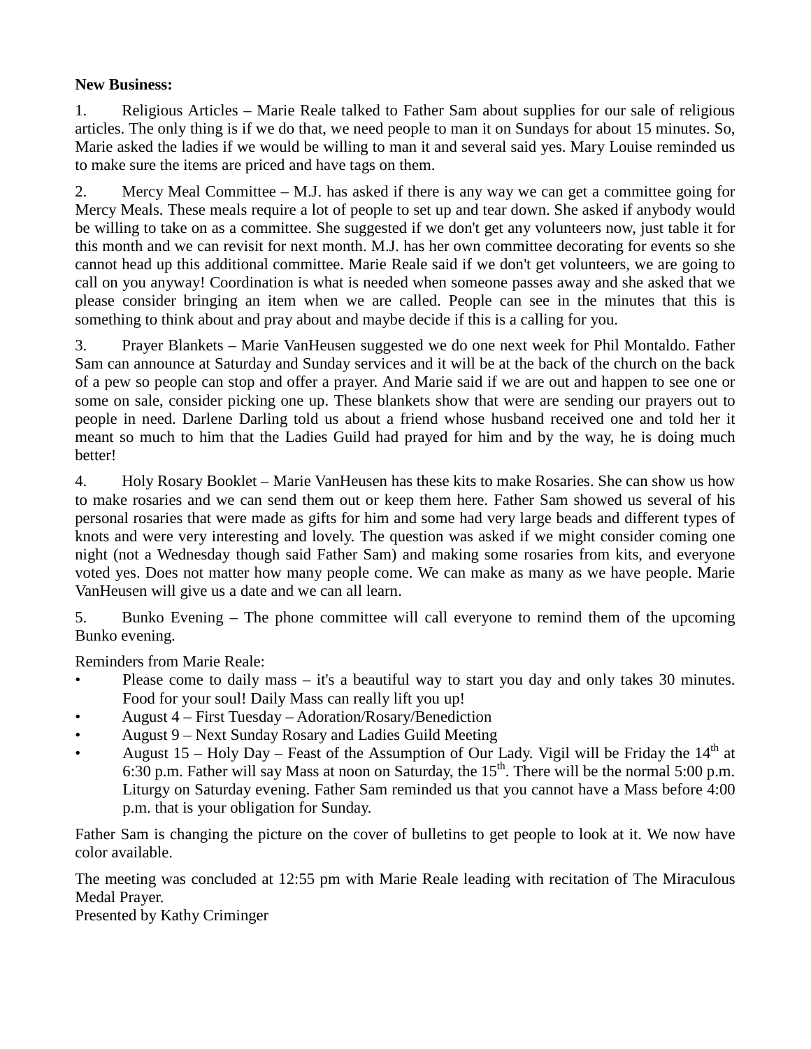**New Business:**

1. Religious Articles – Marie Reale talked to Father Sam about supplies for our sale of religious articles. The only thing is if we do that, we need people to man it on Sundays for about 15 minutes. So, Marie asked the ladies if we would be willing to man it and several said yes. Mary Louise reminded us to make sure the items are priced and have tags on them.

2. Mercy Meal Committee – M.J. has asked if there is any way we can get a committee going for Mercy Meals. These meals require a lot of people to set up and tear down. She asked if anybody would be willing to take on as a committee. She suggested if we don't get any volunteers now, just table it for this month and we can revisit for next month. M.J. has her own committee decorating for events so she cannot head up this additional committee. Marie Reale said if we don't get volunteers, we are going to call on you anyway! Coordination is what is needed when someone passes away and she asked that we please consider bringing an item when we are called. People can see in the minutes that this is something to think about and pray about and maybe decide if this is a calling for you.

3. Prayer Blankets – Marie VanHeusen suggested we do one next week for Phil Montaldo. Father Sam can announce at Saturday and Sunday services and it will be at the back of the church on the back of a pew so people can stop and offer a prayer. And Marie said if we are out and happen to see one or some on sale, consider picking one up. These blankets show that were are sending our prayers out to people in need. Darlene Darling told us about a friend whose husband received one and told her it meant so much to him that the Ladies Guild had prayed for him and by the way, he is doing much better!

4. Holy Rosary Booklet – Marie VanHeusen has these kits to make Rosaries. She can show us how to make rosaries and we can send them out or keep them here. Father Sam showed us several of his personal rosaries that were made as gifts for him and some had very large beads and different types of knots and were very interesting and lovely. The question was asked if we might consider coming one night (not a Wednesday though said Father Sam) and making some rosaries from kits, and everyone voted yes. Does not matter how many people come. We can make as many as we have people. Marie VanHeusen will give us a date and we can all learn.

5. Bunko Evening – The phone committee will call everyone to remind them of the upcoming Bunko evening.

Reminders from Marie Reale:

- Please come to daily mass – it's a beautiful way to start you day and only takes 30 minutes. Food for your soul! Daily Mass can really lift you up!
- August 4 – First Tuesday – Adoration/Rosary/Benediction
- August 9 – Next Sunday Rosary and Ladies Guild Meeting
- August 15 – Holy Day – Feast of the Assumption of Our Lady. Vigil will be Friday the 14th at 6:30 p.m. Father will say Mass at noon on Saturday, the 15th. There will be the normal 5:00 p.m. Liturgy on Saturday evening. Father Sam reminded us that you cannot have a Mass before 4:00 p.m. that is your obligation for Sunday.

Father Sam is changing the picture on the cover of bulletins to get people to look at it. We now have color available.

The meeting was concluded at 12:55 pm with Marie Reale leading with recitation of The Miraculous Medal Prayer.
Presented by Kathy Criminger